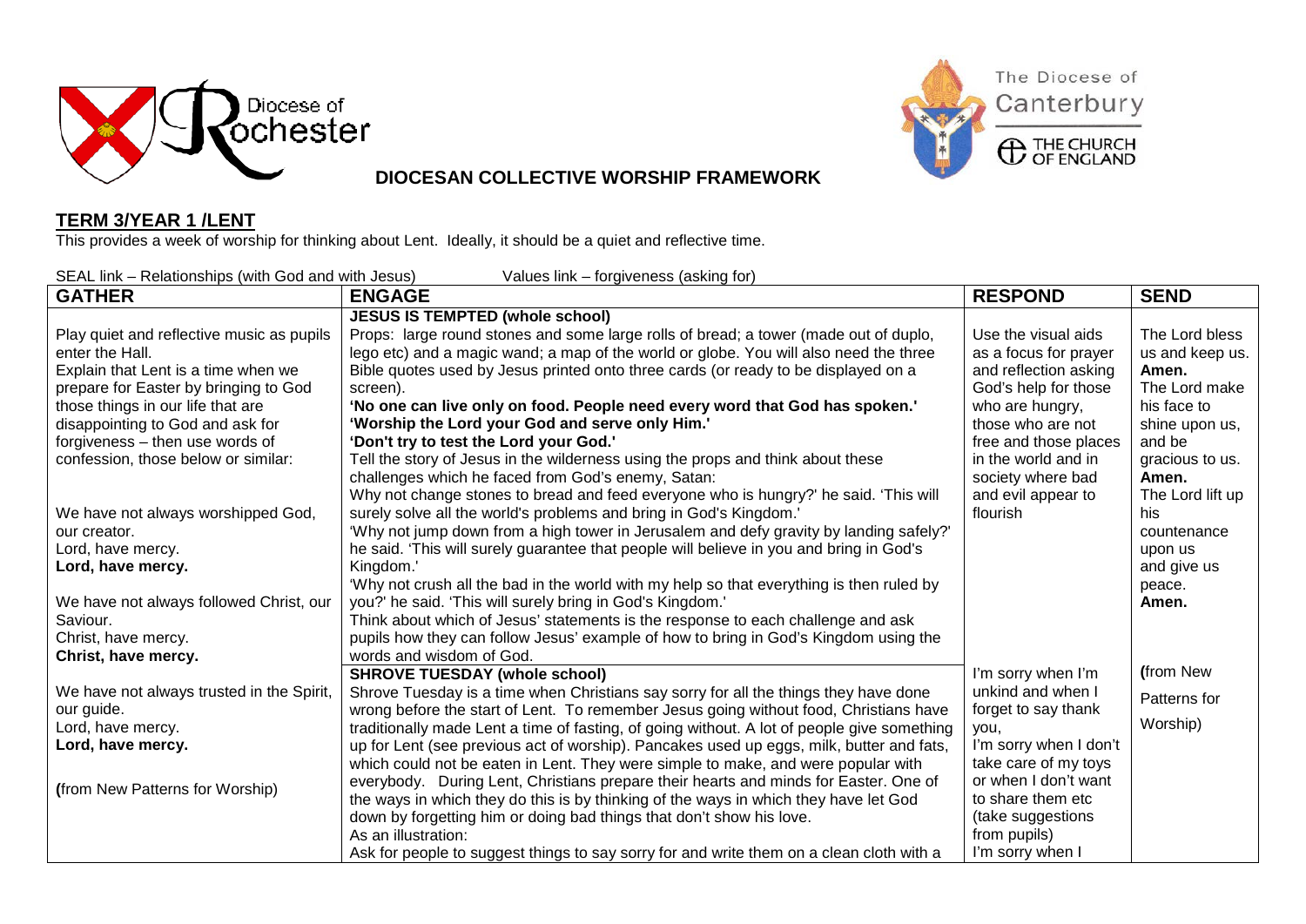Diocese of Rochester

The Diocese of Canterbury
THE CHURCH OF ENGLAND

## DIOCESAN COLLECTIVE WORSHIP FRAMEWORK

## TERM 3/YEAR 1 /LENT

This provides a week of worship for thinking about Lent. Ideally, it should be a quiet and reflective time.

SEAL link – Relationships (with God and with Jesus) Values link – forgiveness (asking for)

| GATHER | ENGAGE | RESPOND | SEND |
|---|---|---|---|
| Play quiet and reflective music as pupils enter the Hall.<br>Explain that Lent is a time when we prepare for Easter by bringing to God those things in our life that are disappointing to God and ask for forgiveness – then use words of confession, those below or similar:<br><br>We have not always worshipped God, our creator.<br>Lord, have mercy.<br>**Lord, have mercy.**<br><br>We have not always followed Christ, our Saviour.<br>Christ, have mercy.<br>**Christ, have mercy.**<br><br>We have not always trusted in the Spirit, our guide.<br>Lord, have mercy.<br>**Lord, have mercy.**<br><br>**(**from New Patterns for Worship) | **JESUS IS TEMPTED (whole school)**<br>Props: large round stones and some large rolls of bread; a tower (made out of duplo, lego etc) and a magic wand; a map of the world or globe. You will also need the three Bible quotes used by Jesus printed onto three cards (or ready to be displayed on a screen).<br>**'No one can live only on food. People need every word that God has spoken.'**<br>**'Worship the Lord your God and serve only Him.'**<br>**'Don't try to test the Lord your God.'**<br>Tell the story of Jesus in the wilderness using the props and think about these challenges which he faced from God's enemy, Satan:<br>Why not change stones to bread and feed everyone who is hungry?' he said. 'This will surely solve all the world's problems and bring in God's Kingdom.'<br>'Why not jump down from a high tower in Jerusalem and defy gravity by landing safely?' he said. 'This will surely guarantee that people will believe in you and bring in God's Kingdom.'<br>'Why not crush all the bad in the world with my help so that everything is then ruled by you?' he said. 'This will surely bring in God's Kingdom.'<br>Think about which of Jesus' statements is the response to each challenge and ask pupils how they can follow Jesus' example of how to bring in God's Kingdom using the words and wisdom of God. | Use the visual aids as a focus for prayer and reflection asking God's help for those who are hungry, those who are not free and those places in the world and in society where bad and evil appear to flourish | The Lord bless us and keep us.<br>**Amen.**<br>The Lord make his face to shine upon us, and be gracious to us.<br>**Amen.**<br>The Lord lift up his countenance upon us and give us peace.<br>**Amen.**<br><br>**(**from New Patterns for Worship) |
| | **SHROVE TUESDAY (whole school)**<br>Shrove Tuesday is a time when Christians say sorry for all the things they have done wrong before the start of Lent. To remember Jesus going without food, Christians have traditionally made Lent a time of fasting, of going without. A lot of people give something up for Lent (see previous act of worship). Pancakes used up eggs, milk, butter and fats, which could not be eaten in Lent. They were simple to make, and were popular with everybody. During Lent, Christians prepare their hearts and minds for Easter. One of the ways in which they do this is by thinking of the ways in which they have let God down by forgetting him or doing bad things that don't show his love.<br>As an illustration:<br>Ask for people to suggest things to say sorry for and write them on a clean cloth with a | I'm sorry when I'm unkind and when I forget to say thank you,<br>I'm sorry when I don't take care of my toys or when I don't want to share them etc (take suggestions from pupils)<br>I'm sorry when I | |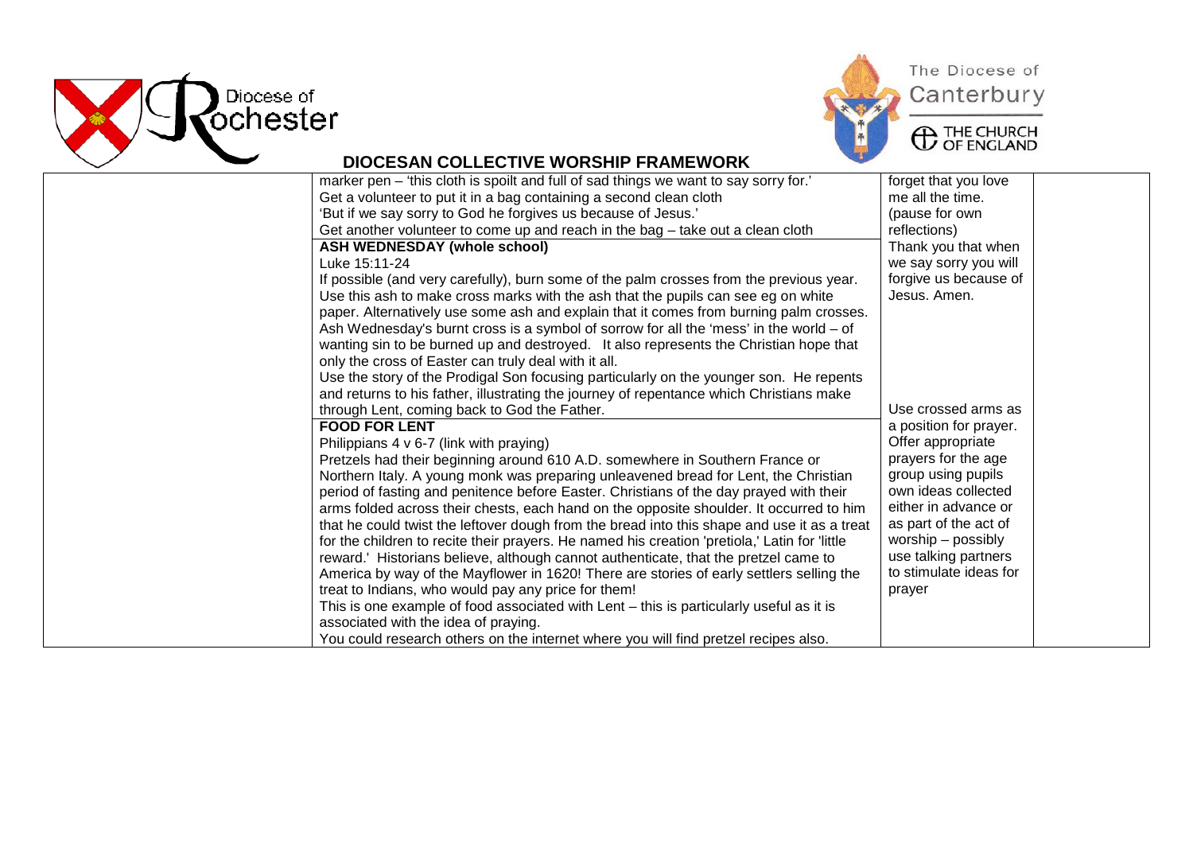## DIOCESAN COLLECTIVE WORSHIP FRAMEWORK

| | | | |
|---|---|---|---|
| | marker pen – 'this cloth is spoilt and full of sad things we want to say sorry for.'<br>Get a volunteer to put it in a bag containing a second clean cloth<br>'But if we say sorry to God he forgives us because of Jesus.'<br>Get another volunteer to come up and reach in the bag – take out a clean cloth | forget that you love me all the time.<br>(pause for own reflections)<br>Thank you that when we say sorry you will forgive us because of Jesus. Amen. | |
| | **ASH WEDNESDAY (whole school)**<br>Luke 15:11-24<br>If possible (and very carefully), burn some of the palm crosses from the previous year. Use this ash to make cross marks with the ash that the pupils can see eg on white paper. Alternatively use some ash and explain that it comes from burning palm crosses.<br>Ash Wednesday's burnt cross is a symbol of sorrow for all the 'mess' in the world – of wanting sin to be burned up and destroyed. It also represents the Christian hope that only the cross of Easter can truly deal with it all.<br>Use the story of the Prodigal Son focusing particularly on the younger son. He repents and returns to his father, illustrating the journey of repentance which Christians make through Lent, coming back to God the Father. | | |
| | **FOOD FOR LENT**<br>Philippians 4 v 6-7 (link with praying)<br>Pretzels had their beginning around 610 A.D. somewhere in Southern France or Northern Italy. A young monk was preparing unleavened bread for Lent, the Christian period of fasting and penitence before Easter. Christians of the day prayed with their arms folded across their chests, each hand on the opposite shoulder. It occurred to him that he could twist the leftover dough from the bread into this shape and use it as a treat for the children to recite their prayers. He named his creation 'pretiola,' Latin for 'little reward.' Historians believe, although cannot authenticate, that the pretzel came to America by way of the Mayflower in 1620! There are stories of early settlers selling the treat to Indians, who would pay any price for them!<br>This is one example of food associated with Lent – this is particularly useful as it is associated with the idea of praying.<br>You could research others on the internet where you will find pretzel recipes also. | Use crossed arms as a position for prayer.<br>Offer appropriate prayers for the age group using pupils own ideas collected either in advance or as part of the act of worship – possibly use talking partners to stimulate ideas for prayer | |